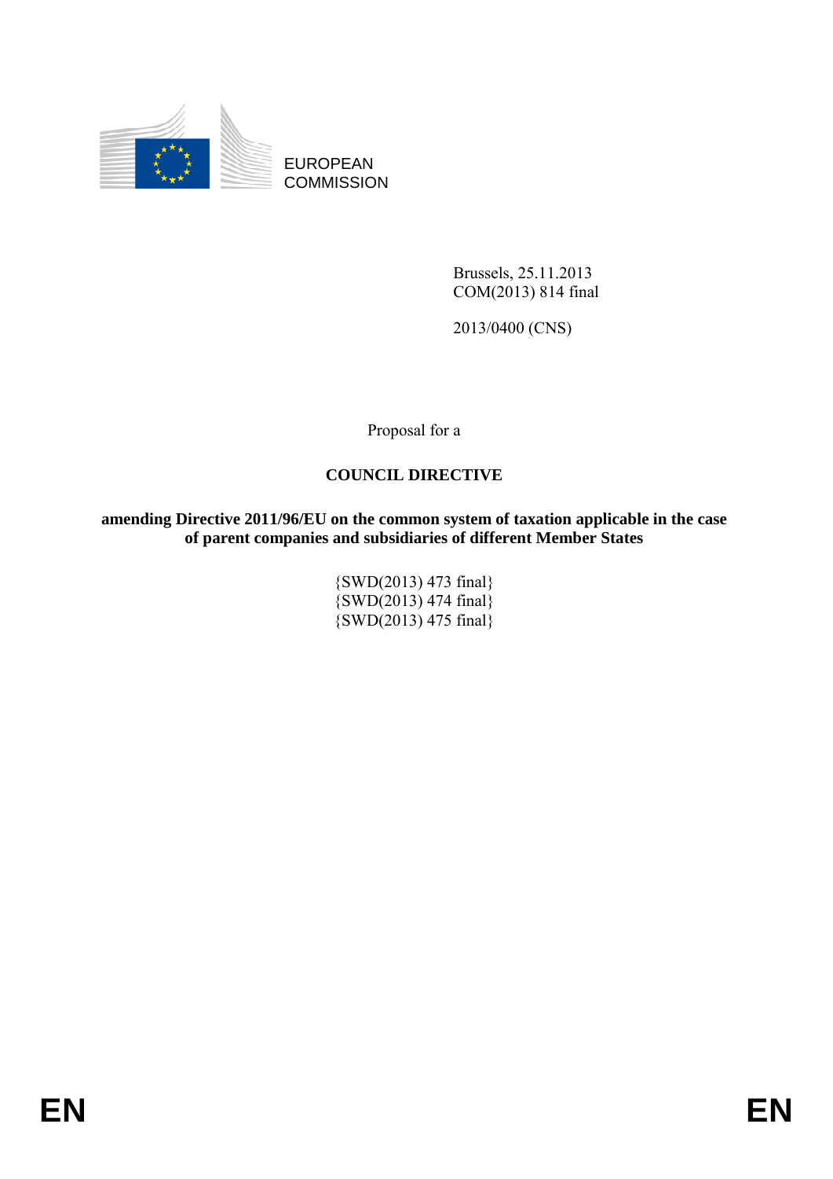EUROPEAN COMMISSION

Brussels, 25.11.2013
COM(2013) 814 final

2013/0400 (CNS)

Proposal for a

# COUNCIL DIRECTIVE

**amending Directive 2011/96/EU on the common system of taxation applicable in the case of parent companies and subsidiaries of different Member States**

{SWD(2013) 473 final}
{SWD(2013) 474 final}
{SWD(2013) 475 final}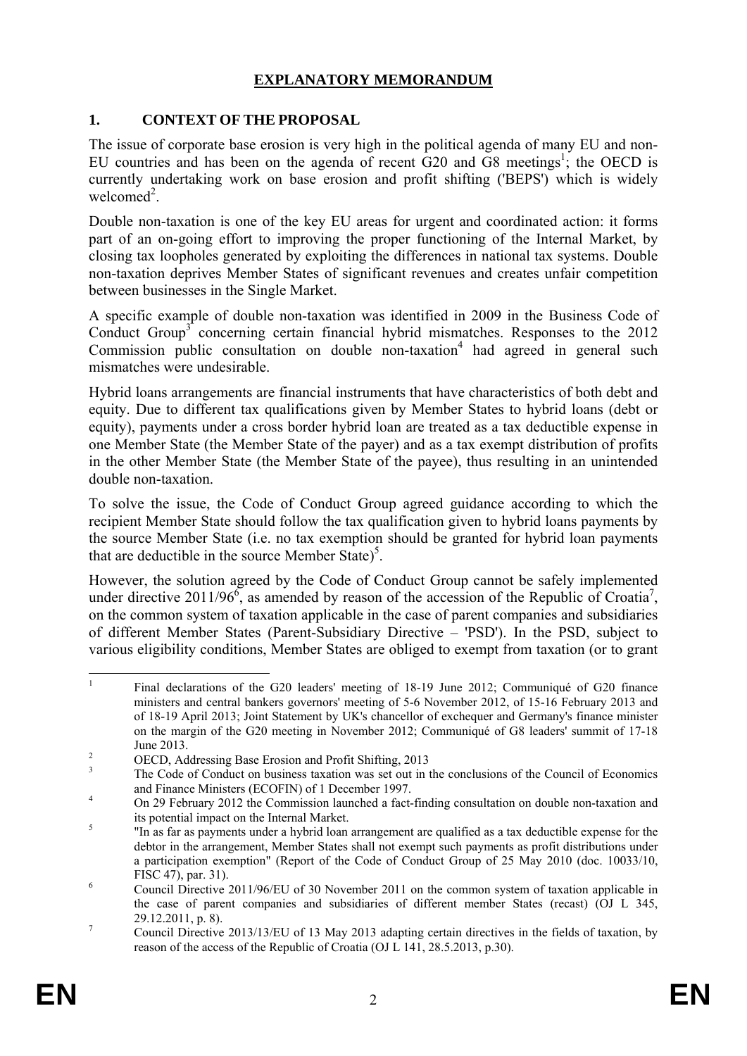# EXPLANATORY MEMORANDUM

## 1. CONTEXT OF THE PROPOSAL

The issue of corporate base erosion is very high in the political agenda of many EU and non-EU countries and has been on the agenda of recent G20 and G8 meetings[1]; the OECD is currently undertaking work on base erosion and profit shifting ('BEPS') which is widely welcomed[2].

Double non-taxation is one of the key EU areas for urgent and coordinated action: it forms part of an on-going effort to improving the proper functioning of the Internal Market, by closing tax loopholes generated by exploiting the differences in national tax systems. Double non-taxation deprives Member States of significant revenues and creates unfair competition between businesses in the Single Market.

A specific example of double non-taxation was identified in 2009 in the Business Code of Conduct Group[3] concerning certain financial hybrid mismatches. Responses to the 2012 Commission public consultation on double non-taxation[4] had agreed in general such mismatches were undesirable.

Hybrid loans arrangements are financial instruments that have characteristics of both debt and equity. Due to different tax qualifications given by Member States to hybrid loans (debt or equity), payments under a cross border hybrid loan are treated as a tax deductible expense in one Member State (the Member State of the payer) and as a tax exempt distribution of profits in the other Member State (the Member State of the payee), thus resulting in an unintended double non-taxation.

To solve the issue, the Code of Conduct Group agreed guidance according to which the recipient Member State should follow the tax qualification given to hybrid loans payments by the source Member State (i.e. no tax exemption should be granted for hybrid loan payments that are deductible in the source Member State)[5].

However, the solution agreed by the Code of Conduct Group cannot be safely implemented under directive 2011/96[6], as amended by reason of the accession of the Republic of Croatia[7], on the common system of taxation applicable in the case of parent companies and subsidiaries of different Member States (Parent-Subsidiary Directive – 'PSD'). In the PSD, subject to various eligibility conditions, Member States are obliged to exempt from taxation (or to grant

---

1. Final declarations of the G20 leaders' meeting of 18-19 June 2012; Communiqué of G20 finance ministers and central bankers governors' meeting of 5-6 November 2012, of 15-16 February 2013 and of 18-19 April 2013; Joint Statement by UK's chancellor of exchequer and Germany's finance minister on the margin of the G20 meeting in November 2012; Communiqué of G8 leaders' summit of 17-18 June 2013.
2. OECD, Addressing Base Erosion and Profit Shifting, 2013
3. The Code of Conduct on business taxation was set out in the conclusions of the Council of Economics and Finance Ministers (ECOFIN) of 1 December 1997.
4. On 29 February 2012 the Commission launched a fact-finding consultation on double non-taxation and its potential impact on the Internal Market.
5. "In as far as payments under a hybrid loan arrangement are qualified as a tax deductible expense for the debtor in the arrangement, Member States shall not exempt such payments as profit distributions under a participation exemption" (Report of the Code of Conduct Group of 25 May 2010 (doc. 10033/10, FISC 47), par. 31).
6. Council Directive 2011/96/EU of 30 November 2011 on the common system of taxation applicable in the case of parent companies and subsidiaries of different member States (recast) (OJ L 345, 29.12.2011, p. 8).
7. Council Directive 2013/13/EU of 13 May 2013 adapting certain directives in the fields of taxation, by reason of the access of the Republic of Croatia (OJ L 141, 28.5.2013, p.30).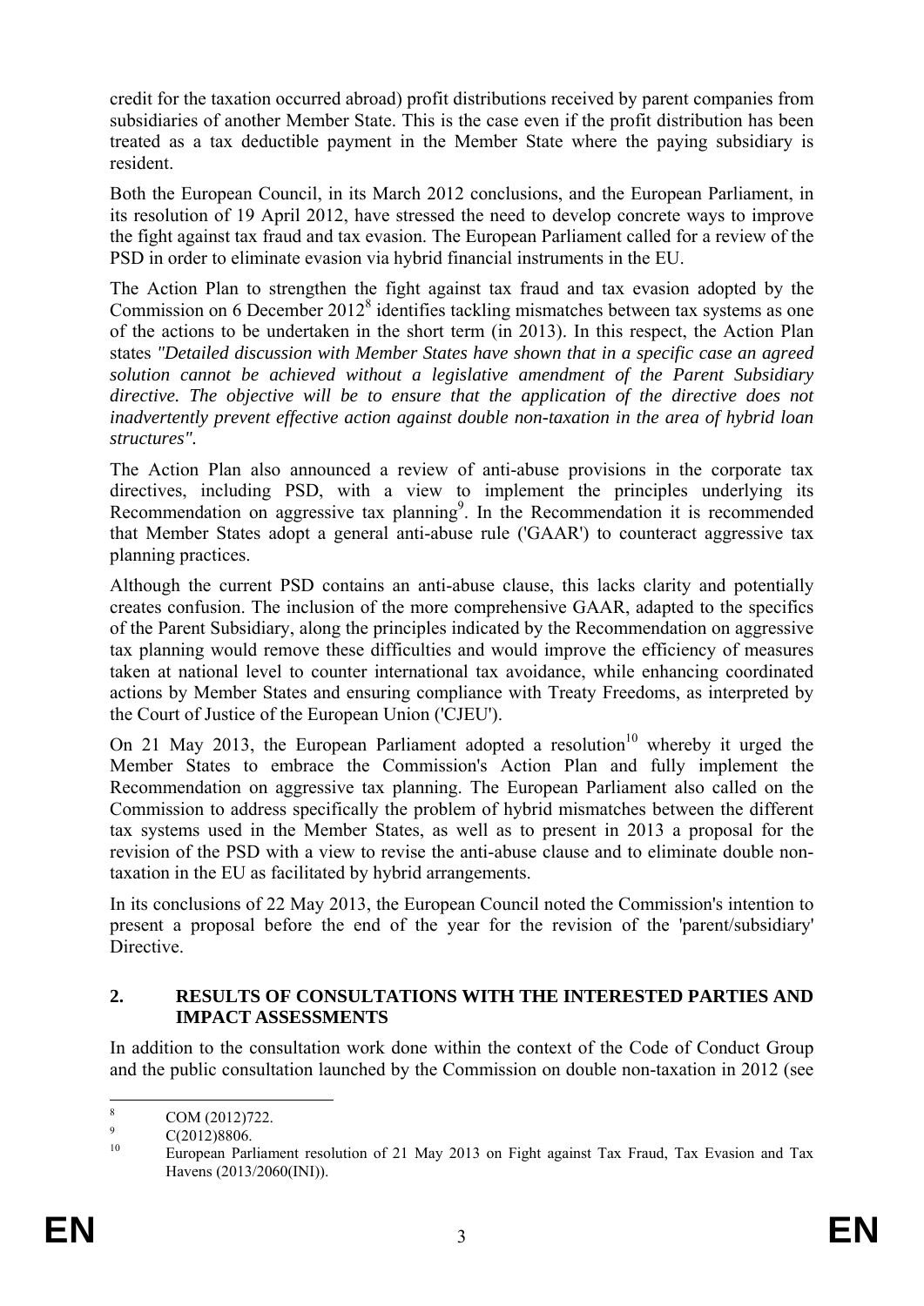credit for the taxation occurred abroad) profit distributions received by parent companies from subsidiaries of another Member State. This is the case even if the profit distribution has been treated as a tax deductible payment in the Member State where the paying subsidiary is resident.

Both the European Council, in its March 2012 conclusions, and the European Parliament, in its resolution of 19 April 2012, have stressed the need to develop concrete ways to improve the fight against tax fraud and tax evasion. The European Parliament called for a review of the PSD in order to eliminate evasion via hybrid financial instruments in the EU.

The Action Plan to strengthen the fight against tax fraud and tax evasion adopted by the Commission on 6 December 2012[8] identifies tackling mismatches between tax systems as one of the actions to be undertaken in the short term (in 2013). In this respect, the Action Plan states *"Detailed discussion with Member States have shown that in a specific case an agreed solution cannot be achieved without a legislative amendment of the Parent Subsidiary directive. The objective will be to ensure that the application of the directive does not inadvertently prevent effective action against double non-taxation in the area of hybrid loan structures"*.

The Action Plan also announced a review of anti-abuse provisions in the corporate tax directives, including PSD, with a view to implement the principles underlying its Recommendation on aggressive tax planning[9]. In the Recommendation it is recommended that Member States adopt a general anti-abuse rule ('GAAR') to counteract aggressive tax planning practices.

Although the current PSD contains an anti-abuse clause, this lacks clarity and potentially creates confusion. The inclusion of the more comprehensive GAAR, adapted to the specifics of the Parent Subsidiary, along the principles indicated by the Recommendation on aggressive tax planning would remove these difficulties and would improve the efficiency of measures taken at national level to counter international tax avoidance, while enhancing coordinated actions by Member States and ensuring compliance with Treaty Freedoms, as interpreted by the Court of Justice of the European Union ('CJEU').

On 21 May 2013, the European Parliament adopted a resolution[10] whereby it urged the Member States to embrace the Commission's Action Plan and fully implement the Recommendation on aggressive tax planning. The European Parliament also called on the Commission to address specifically the problem of hybrid mismatches between the different tax systems used in the Member States, as well as to present in 2013 a proposal for the revision of the PSD with a view to revise the anti-abuse clause and to eliminate double non-taxation in the EU as facilitated by hybrid arrangements.

In its conclusions of 22 May 2013, the European Council noted the Commission's intention to present a proposal before the end of the year for the revision of the 'parent/subsidiary' Directive.

## 2. RESULTS OF CONSULTATIONS WITH THE INTERESTED PARTIES AND IMPACT ASSESSMENTS

In addition to the consultation work done within the context of the Code of Conduct Group and the public consultation launched by the Commission on double non-taxation in 2012 (see

---

[8] COM (2012)722.

[9] C(2012)8806.

[10] European Parliament resolution of 21 May 2013 on Fight against Tax Fraud, Tax Evasion and Tax Havens (2013/2060(INI)).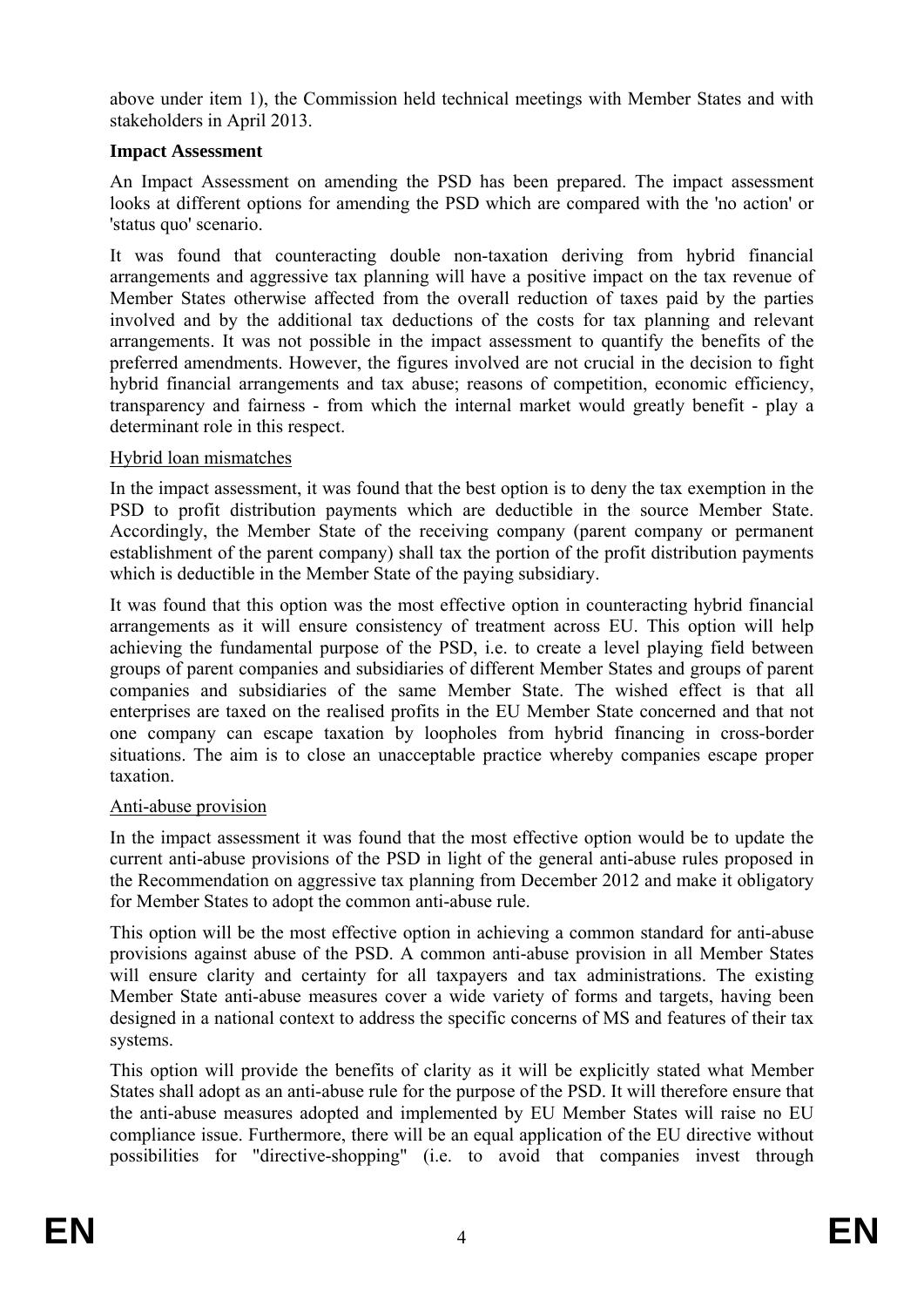above under item 1), the Commission held technical meetings with Member States and with stakeholders in April 2013.

**Impact Assessment**

An Impact Assessment on amending the PSD has been prepared. The impact assessment looks at different options for amending the PSD which are compared with the 'no action' or 'status quo' scenario.

It was found that counteracting double non-taxation deriving from hybrid financial arrangements and aggressive tax planning will have a positive impact on the tax revenue of Member States otherwise affected from the overall reduction of taxes paid by the parties involved and by the additional tax deductions of the costs for tax planning and relevant arrangements. It was not possible in the impact assessment to quantify the benefits of the preferred amendments. However, the figures involved are not crucial in the decision to fight hybrid financial arrangements and tax abuse; reasons of competition, economic efficiency, transparency and fairness - from which the internal market would greatly benefit - play a determinant role in this respect.

Hybrid loan mismatches

In the impact assessment, it was found that the best option is to deny the tax exemption in the PSD to profit distribution payments which are deductible in the source Member State. Accordingly, the Member State of the receiving company (parent company or permanent establishment of the parent company) shall tax the portion of the profit distribution payments which is deductible in the Member State of the paying subsidiary.

It was found that this option was the most effective option in counteracting hybrid financial arrangements as it will ensure consistency of treatment across EU. This option will help achieving the fundamental purpose of the PSD, i.e. to create a level playing field between groups of parent companies and subsidiaries of different Member States and groups of parent companies and subsidiaries of the same Member State. The wished effect is that all enterprises are taxed on the realised profits in the EU Member State concerned and that not one company can escape taxation by loopholes from hybrid financing in cross-border situations. The aim is to close an unacceptable practice whereby companies escape proper taxation.

Anti-abuse provision

In the impact assessment it was found that the most effective option would be to update the current anti-abuse provisions of the PSD in light of the general anti-abuse rules proposed in the Recommendation on aggressive tax planning from December 2012 and make it obligatory for Member States to adopt the common anti-abuse rule.

This option will be the most effective option in achieving a common standard for anti-abuse provisions against abuse of the PSD. A common anti-abuse provision in all Member States will ensure clarity and certainty for all taxpayers and tax administrations. The existing Member State anti-abuse measures cover a wide variety of forms and targets, having been designed in a national context to address the specific concerns of MS and features of their tax systems.

This option will provide the benefits of clarity as it will be explicitly stated what Member States shall adopt as an anti-abuse rule for the purpose of the PSD. It will therefore ensure that the anti-abuse measures adopted and implemented by EU Member States will raise no EU compliance issue. Furthermore, there will be an equal application of the EU directive without possibilities for "directive-shopping" (i.e. to avoid that companies invest through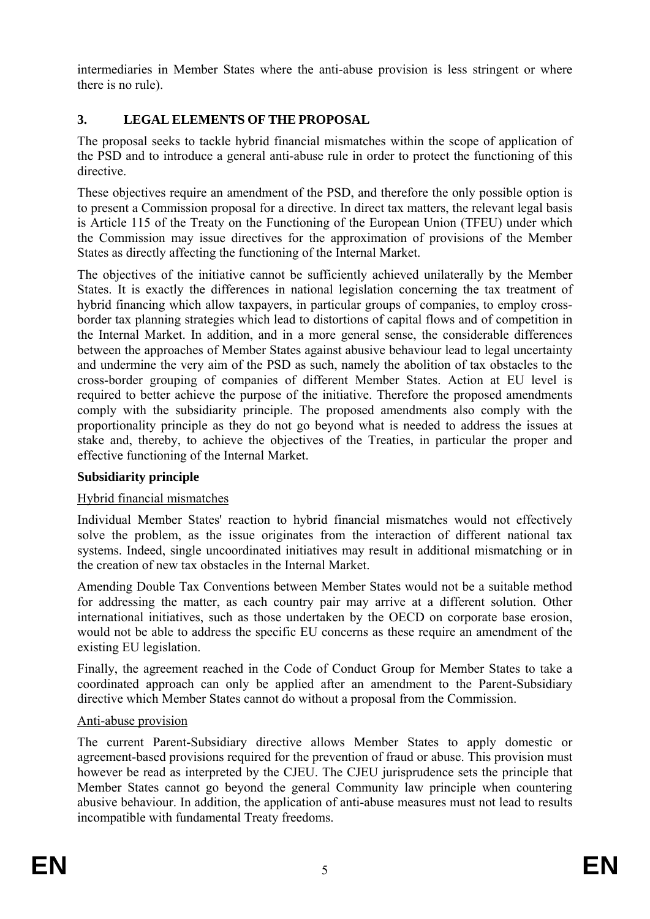intermediaries in Member States where the anti-abuse provision is less stringent or where there is no rule).

## 3. LEGAL ELEMENTS OF THE PROPOSAL

The proposal seeks to tackle hybrid financial mismatches within the scope of application of the PSD and to introduce a general anti-abuse rule in order to protect the functioning of this directive.

These objectives require an amendment of the PSD, and therefore the only possible option is to present a Commission proposal for a directive. In direct tax matters, the relevant legal basis is Article 115 of the Treaty on the Functioning of the European Union (TFEU) under which the Commission may issue directives for the approximation of provisions of the Member States as directly affecting the functioning of the Internal Market.

The objectives of the initiative cannot be sufficiently achieved unilaterally by the Member States. It is exactly the differences in national legislation concerning the tax treatment of hybrid financing which allow taxpayers, in particular groups of companies, to employ cross-border tax planning strategies which lead to distortions of capital flows and of competition in the Internal Market. In addition, and in a more general sense, the considerable differences between the approaches of Member States against abusive behaviour lead to legal uncertainty and undermine the very aim of the PSD as such, namely the abolition of tax obstacles to the cross-border grouping of companies of different Member States. Action at EU level is required to better achieve the purpose of the initiative. Therefore the proposed amendments comply with the subsidiarity principle. The proposed amendments also comply with the proportionality principle as they do not go beyond what is needed to address the issues at stake and, thereby, to achieve the objectives of the Treaties, in particular the proper and effective functioning of the Internal Market.

**Subsidiarity principle**

Hybrid financial mismatches

Individual Member States' reaction to hybrid financial mismatches would not effectively solve the problem, as the issue originates from the interaction of different national tax systems. Indeed, single uncoordinated initiatives may result in additional mismatching or in the creation of new tax obstacles in the Internal Market.

Amending Double Tax Conventions between Member States would not be a suitable method for addressing the matter, as each country pair may arrive at a different solution. Other international initiatives, such as those undertaken by the OECD on corporate base erosion, would not be able to address the specific EU concerns as these require an amendment of the existing EU legislation.

Finally, the agreement reached in the Code of Conduct Group for Member States to take a coordinated approach can only be applied after an amendment to the Parent-Subsidiary directive which Member States cannot do without a proposal from the Commission.

Anti-abuse provision

The current Parent-Subsidiary directive allows Member States to apply domestic or agreement-based provisions required for the prevention of fraud or abuse. This provision must however be read as interpreted by the CJEU. The CJEU jurisprudence sets the principle that Member States cannot go beyond the general Community law principle when countering abusive behaviour. In addition, the application of anti-abuse measures must not lead to results incompatible with fundamental Treaty freedoms.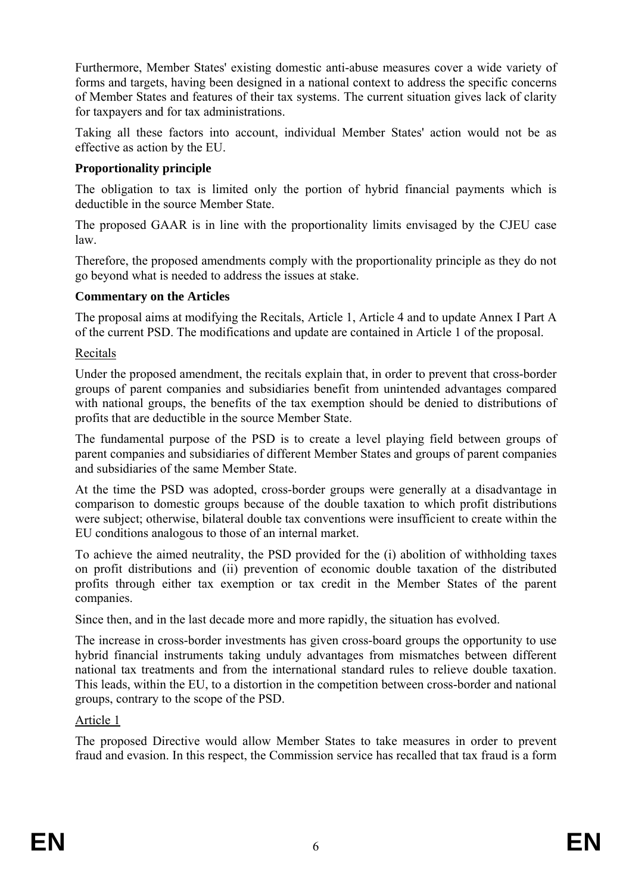Furthermore, Member States' existing domestic anti-abuse measures cover a wide variety of forms and targets, having been designed in a national context to address the specific concerns of Member States and features of their tax systems. The current situation gives lack of clarity for taxpayers and for tax administrations.

Taking all these factors into account, individual Member States' action would not be as effective as action by the EU.

**Proportionality principle**

The obligation to tax is limited only the portion of hybrid financial payments which is deductible in the source Member State.

The proposed GAAR is in line with the proportionality limits envisaged by the CJEU case law.

Therefore, the proposed amendments comply with the proportionality principle as they do not go beyond what is needed to address the issues at stake.

**Commentary on the Articles**

The proposal aims at modifying the Recitals, Article 1, Article 4 and to update Annex I Part A of the current PSD. The modifications and update are contained in Article 1 of the proposal.

Recitals

Under the proposed amendment, the recitals explain that, in order to prevent that cross-border groups of parent companies and subsidiaries benefit from unintended advantages compared with national groups, the benefits of the tax exemption should be denied to distributions of profits that are deductible in the source Member State.

The fundamental purpose of the PSD is to create a level playing field between groups of parent companies and subsidiaries of different Member States and groups of parent companies and subsidiaries of the same Member State.

At the time the PSD was adopted, cross-border groups were generally at a disadvantage in comparison to domestic groups because of the double taxation to which profit distributions were subject; otherwise, bilateral double tax conventions were insufficient to create within the EU conditions analogous to those of an internal market.

To achieve the aimed neutrality, the PSD provided for the (i) abolition of withholding taxes on profit distributions and (ii) prevention of economic double taxation of the distributed profits through either tax exemption or tax credit in the Member States of the parent companies.

Since then, and in the last decade more and more rapidly, the situation has evolved.

The increase in cross-border investments has given cross-board groups the opportunity to use hybrid financial instruments taking unduly advantages from mismatches between different national tax treatments and from the international standard rules to relieve double taxation. This leads, within the EU, to a distortion in the competition between cross-border and national groups, contrary to the scope of the PSD.

Article 1

The proposed Directive would allow Member States to take measures in order to prevent fraud and evasion. In this respect, the Commission service has recalled that tax fraud is a form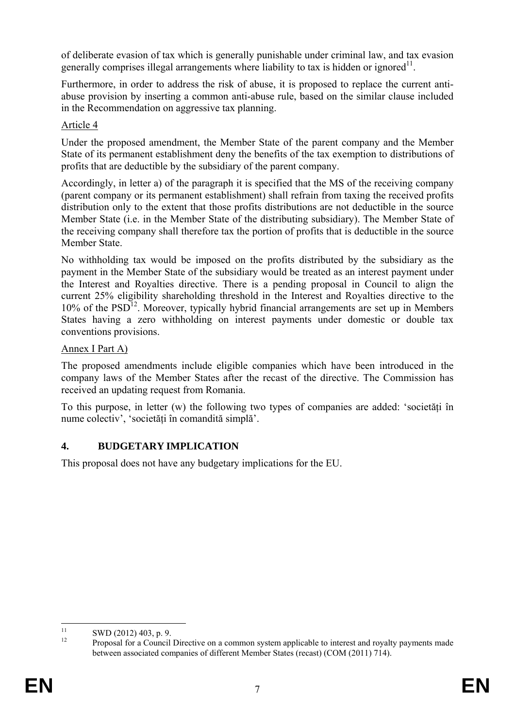of deliberate evasion of tax which is generally punishable under criminal law, and tax evasion generally comprises illegal arrangements where liability to tax is hidden or ignored[11].

Furthermore, in order to address the risk of abuse, it is proposed to replace the current anti-abuse provision by inserting a common anti-abuse rule, based on the similar clause included in the Recommendation on aggressive tax planning.

Article 4

Under the proposed amendment, the Member State of the parent company and the Member State of its permanent establishment deny the benefits of the tax exemption to distributions of profits that are deductible by the subsidiary of the parent company.

Accordingly, in letter a) of the paragraph it is specified that the MS of the receiving company (parent company or its permanent establishment) shall refrain from taxing the received profits distribution only to the extent that those profits distributions are not deductible in the source Member State (i.e. in the Member State of the distributing subsidiary). The Member State of the receiving company shall therefore tax the portion of profits that is deductible in the source Member State.

No withholding tax would be imposed on the profits distributed by the subsidiary as the payment in the Member State of the subsidiary would be treated as an interest payment under the Interest and Royalties directive. There is a pending proposal in Council to align the current 25% eligibility shareholding threshold in the Interest and Royalties directive to the 10% of the PSD[12]. Moreover, typically hybrid financial arrangements are set up in Members States having a zero withholding on interest payments under domestic or double tax conventions provisions.

Annex I Part A)

The proposed amendments include eligible companies which have been introduced in the company laws of the Member States after the recast of the directive. The Commission has received an updating request from Romania.

To this purpose, in letter (w) the following two types of companies are added: 'societăți în nume colectiv', 'societăți în comandită simplă'.

## 4. BUDGETARY IMPLICATION

This proposal does not have any budgetary implications for the EU.

---

[11] SWD (2012) 403, p. 9.

[12] Proposal for a Council Directive on a common system applicable to interest and royalty payments made between associated companies of different Member States (recast) (COM (2011) 714).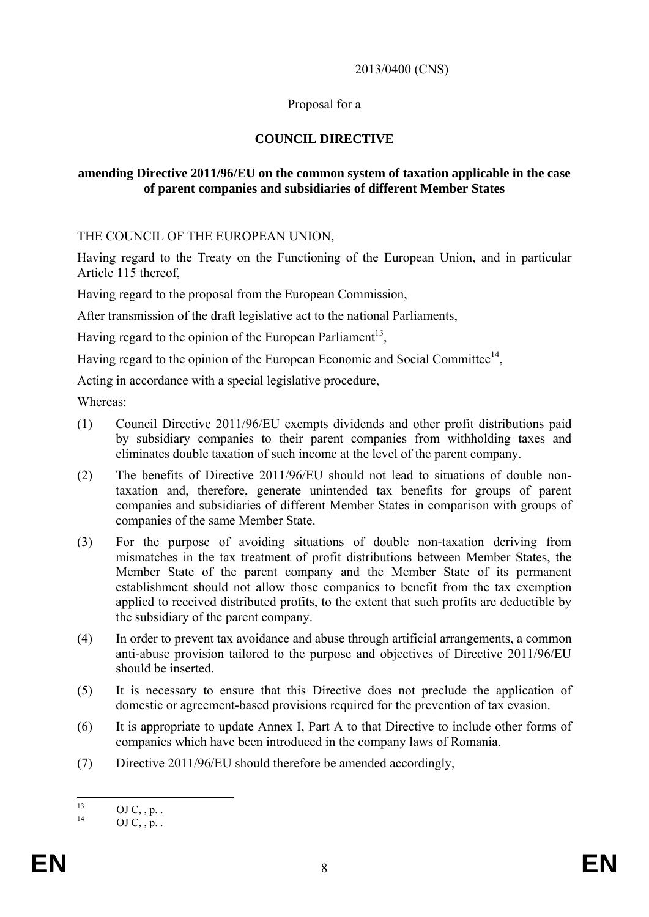2013/0400 (CNS)

Proposal for a

**COUNCIL DIRECTIVE**

**amending Directive 2011/96/EU on the common system of taxation applicable in the case of parent companies and subsidiaries of different Member States**

THE COUNCIL OF THE EUROPEAN UNION,

Having regard to the Treaty on the Functioning of the European Union, and in particular Article 115 thereof,

Having regard to the proposal from the European Commission,

After transmission of the draft legislative act to the national Parliaments,

Having regard to the opinion of the European Parliament[13],

Having regard to the opinion of the European Economic and Social Committee[14],

Acting in accordance with a special legislative procedure,

Whereas:

(1) Council Directive 2011/96/EU exempts dividends and other profit distributions paid by subsidiary companies to their parent companies from withholding taxes and eliminates double taxation of such income at the level of the parent company.

(2) The benefits of Directive 2011/96/EU should not lead to situations of double non-taxation and, therefore, generate unintended tax benefits for groups of parent companies and subsidiaries of different Member States in comparison with groups of companies of the same Member State.

(3) For the purpose of avoiding situations of double non-taxation deriving from mismatches in the tax treatment of profit distributions between Member States, the Member State of the parent company and the Member State of its permanent establishment should not allow those companies to benefit from the tax exemption applied to received distributed profits, to the extent that such profits are deductible by the subsidiary of the parent company.

(4) In order to prevent tax avoidance and abuse through artificial arrangements, a common anti-abuse provision tailored to the purpose and objectives of Directive 2011/96/EU should be inserted.

(5) It is necessary to ensure that this Directive does not preclude the application of domestic or agreement-based provisions required for the prevention of tax evasion.

(6) It is appropriate to update Annex I, Part A to that Directive to include other forms of companies which have been introduced in the company laws of Romania.

(7) Directive 2011/96/EU should therefore be amended accordingly,

[13] OJ C, , p. .

[14] OJ C, , p. .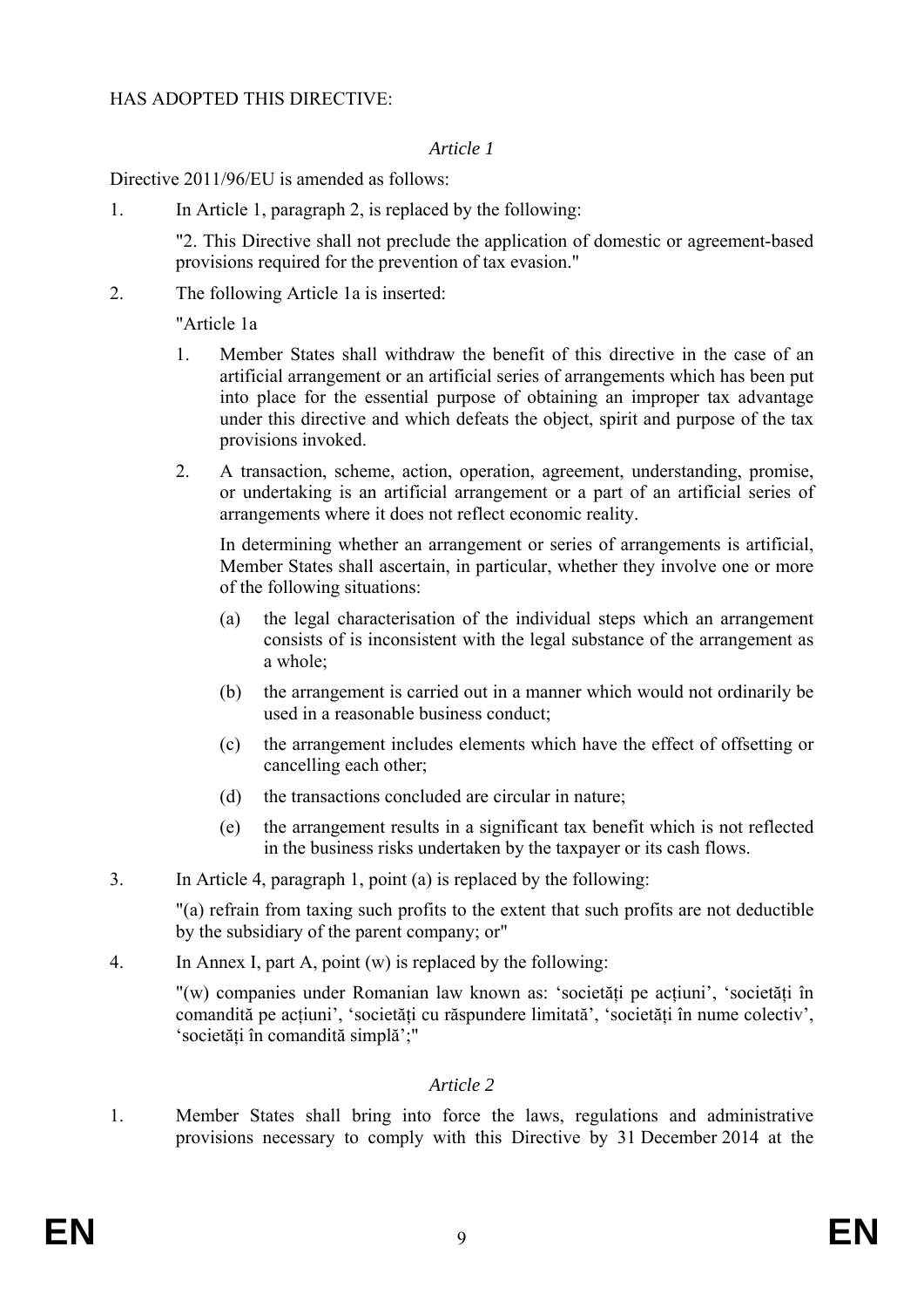HAS ADOPTED THIS DIRECTIVE:

*Article 1*

Directive 2011/96/EU is amended as follows:

1. In Article 1, paragraph 2, is replaced by the following:

   "2. This Directive shall not preclude the application of domestic or agreement-based provisions required for the prevention of tax evasion."

2. The following Article 1a is inserted:

   "Article 1a

   1. Member States shall withdraw the benefit of this directive in the case of an artificial arrangement or an artificial series of arrangements which has been put into place for the essential purpose of obtaining an improper tax advantage under this directive and which defeats the object, spirit and purpose of the tax provisions invoked.

   2. A transaction, scheme, action, operation, agreement, understanding, promise, or undertaking is an artificial arrangement or a part of an artificial series of arrangements where it does not reflect economic reality.

      In determining whether an arrangement or series of arrangements is artificial, Member States shall ascertain, in particular, whether they involve one or more of the following situations:

      (a) the legal characterisation of the individual steps which an arrangement consists of is inconsistent with the legal substance of the arrangement as a whole;

      (b) the arrangement is carried out in a manner which would not ordinarily be used in a reasonable business conduct;

      (c) the arrangement includes elements which have the effect of offsetting or cancelling each other;

      (d) the transactions concluded are circular in nature;

      (e) the arrangement results in a significant tax benefit which is not reflected in the business risks undertaken by the taxpayer or its cash flows.

3. In Article 4, paragraph 1, point (a) is replaced by the following:

   "(a) refrain from taxing such profits to the extent that such profits are not deductible by the subsidiary of the parent company; or"

4. In Annex I, part A, point (w) is replaced by the following:

   "(w) companies under Romanian law known as: 'societăți pe acțiuni', 'societăți în comandită pe acțiuni', 'societăți cu răspundere limitată', 'societăți în nume colectiv', 'societăți în comandită simplă';"

*Article 2*

1. Member States shall bring into force the laws, regulations and administrative provisions necessary to comply with this Directive by 31 December 2014 at the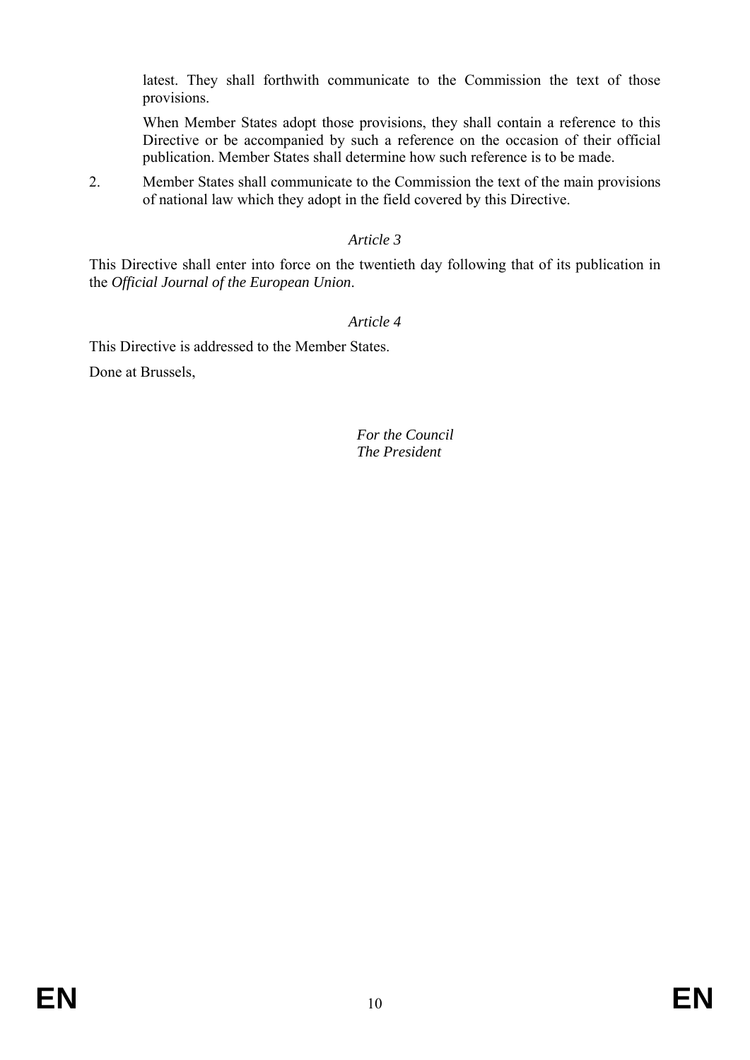latest. They shall forthwith communicate to the Commission the text of those provisions.

When Member States adopt those provisions, they shall contain a reference to this Directive or be accompanied by such a reference on the occasion of their official publication. Member States shall determine how such reference is to be made.

2. Member States shall communicate to the Commission the text of the main provisions of national law which they adopt in the field covered by this Directive.

*Article 3*

This Directive shall enter into force on the twentieth day following that of its publication in the *Official Journal of the European Union*.

*Article 4*

This Directive is addressed to the Member States.

Done at Brussels,

*For the Council*
*The President*